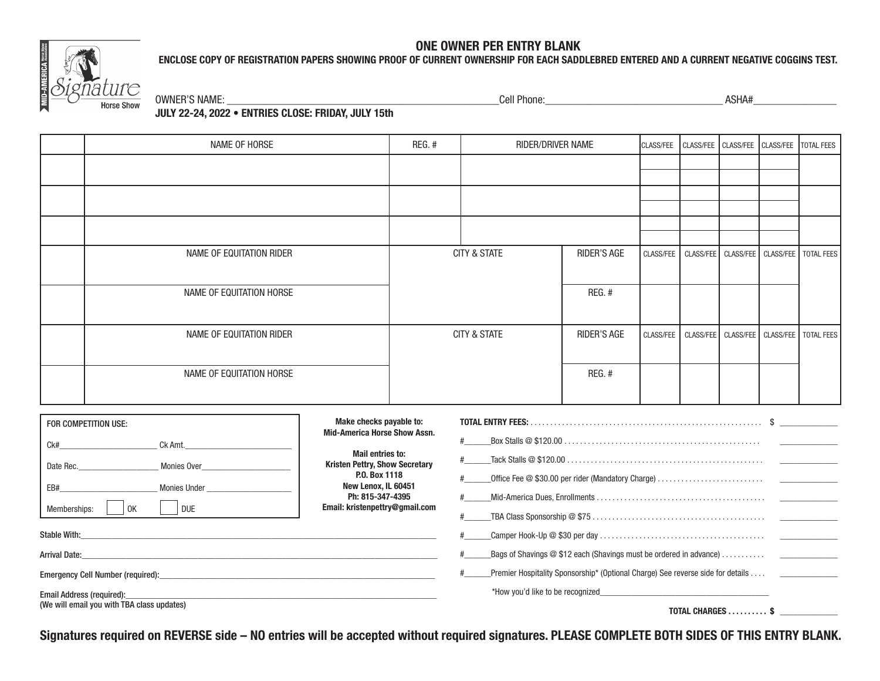MID-AMERICA Signature Horse Show

# ONE OWNER PER ENTRY BLANK

**ENCLOSE COPY OF REGISTRATION PAPERS SHOWING PROOF OF CURRENT OWNERSHIP FOR EACH SADDLEBRED ENTERED AND A CURRENT NEGATIVE COGGINS TEST.**

OWNER'S NAME: ______________________ Cell Phone: ______________________ ASHA# ______________

**JULY 22-24, 2022 • ENTRIES CLOSE: FRIDAY, JULY 15th**

| | NAME OF HORSE | REG. # | RIDER/DRIVER NAME | | CLASS/FEE | CLASS/FEE | CLASS/FEE | CLASS/FEE | TOTAL FEES |
|---|---|---|---|---|---|---|---|---|---|
| | | | | | | | | | |
| | | | | | | | | | |
| | | | | | | | | | |
| | NAME OF EQUITATION RIDER | CITY & STATE | | RIDER'S AGE | CLASS/FEE | CLASS/FEE | CLASS/FEE | CLASS/FEE | TOTAL FEES |
| | NAME OF EQUITATION HORSE | | | REG. # | | | | | |
| | NAME OF EQUITATION RIDER | CITY & STATE | | RIDER'S AGE | CLASS/FEE | CLASS/FEE | CLASS/FEE | CLASS/FEE | TOTAL FEES |
| | NAME OF EQUITATION HORSE | | | REG. # | | | | | |

**FOR COMPETITION USE:**

Ck# ______________ Ck Amt. ______________

Date Rec. ______________ Monies Over ______________

EB# ______________ Monies Under ______________

Memberships: ☐ OK ☐ DUE

**Make checks payable to:**
**Mid-America Horse Show Assn.**

**Mail entries to:**
**Kristen Pettry, Show Secretary**
**P.O. Box 1118**
**New Lenox, IL 60451**
**Ph: 815-347-4395**
**Email: kristenpettry@gmail.com**

**TOTAL ENTRY FEES:** .......... $ ______________

#______Box Stalls @ $120.00 .......... ______________

#______Tack Stalls @ $120.00 .......... ______________

#______Office Fee @ $30.00 per rider (Mandatory Charge) .......... ______________

#______Mid-America Dues, Enrollments .......... ______________

#______TBA Class Sponsorship @ $75 .......... ______________

#______Camper Hook-Up @ $30 per day .......... ______________

#______Bags of Shavings @ $12 each (Shavings must be ordered in advance) .......... ______________

#______Premier Hospitality Sponsorship* (Optional Charge) See reverse side for details .... ______________

\*How you'd like to be recognized ______________________

**TOTAL CHARGES .......... $** ______________

**Stable With:** ______________________

**Arrival Date:** ______________________

**Emergency Cell Number (required):** ______________________

**Email Address (required):** ______________________
**(We will email you with TBA class updates)**

**Signatures required on REVERSE side – NO entries will be accepted without required signatures. PLEASE COMPLETE BOTH SIDES OF THIS ENTRY BLANK.**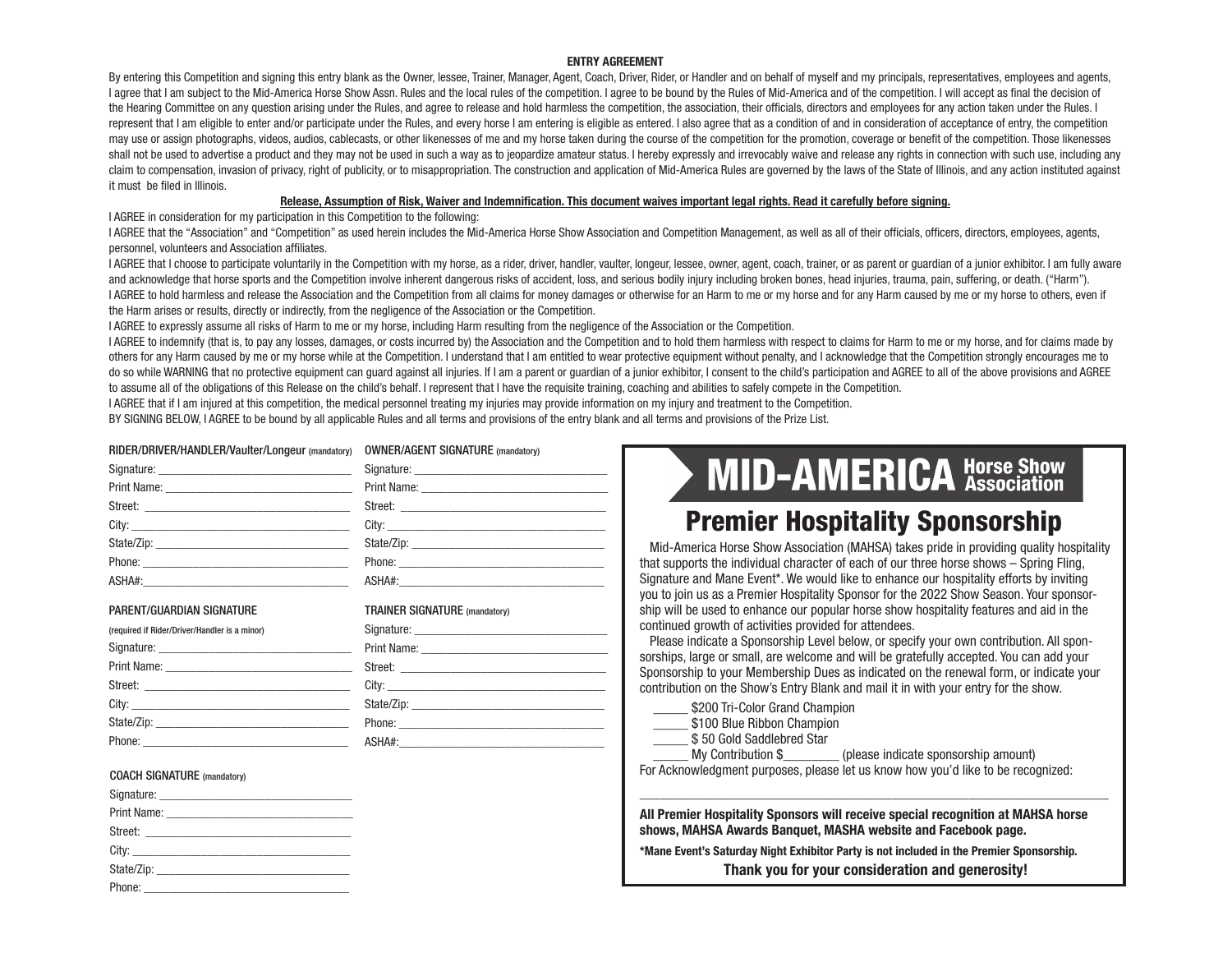## ENTRY AGREEMENT

By entering this Competition and signing this entry blank as the Owner, lessee, Trainer, Manager, Agent, Coach, Driver, Rider, or Handler and on behalf of myself and my principals, representatives, employees and agents, I agree that I am subject to the Mid-America Horse Show Assn. Rules and the local rules of the competition. I agree to be bound by the Rules of Mid-America and of the competition. I will accept as final the decision of the Hearing Committee on any question arising under the Rules, and agree to release and hold harmless the competition, the association, their officials, directors and employees for any action taken under the Rules. I represent that I am eligible to enter and/or participate under the Rules, and every horse I am entering is eligible as entered. I also agree that as a condition of and in consideration of acceptance of entry, the competition may use or assign photographs, videos, audios, cablecasts, or other likenesses of me and my horse taken during the course of the competition for the promotion, coverage or benefit of the competition. Those likenesses shall not be used to advertise a product and they may not be used in such a way as to jeopardize amateur status. I hereby expressly and irrevocably waive and release any rights in connection with such use, including any claim to compensation, invasion of privacy, right of publicity, or to misappropriation. The construction and application of Mid-America Rules are governed by the laws of the State of Illinois, and any action instituted against it must be filed in Illinois.

**Release, Assumption of Risk, Waiver and Indemnification. This document waives important legal rights. Read it carefully before signing.**

I AGREE in consideration for my participation in this Competition to the following:

I AGREE that the "Association" and "Competition" as used herein includes the Mid-America Horse Show Association and Competition Management, as well as all of their officials, officers, directors, employees, agents, personnel, volunteers and Association affiliates.

I AGREE that I choose to participate voluntarily in the Competition with my horse, as a rider, driver, handler, vaulter, longeur, lessee, owner, agent, coach, trainer, or as parent or guardian of a junior exhibitor. I am fully aware and acknowledge that horse sports and the Competition involve inherent dangerous risks of accident, loss, and serious bodily injury including broken bones, head injuries, trauma, pain, suffering, or death. ("Harm").

I AGREE to hold harmless and release the Association and the Competition from all claims for money damages or otherwise for an Harm to me or my horse and for any Harm caused by me or my horse to others, even if the Harm arises or results, directly or indirectly, from the negligence of the Association or the Competition.

I AGREE to expressly assume all risks of Harm to me or my horse, including Harm resulting from the negligence of the Association or the Competition.

I AGREE to indemnify (that is, to pay any losses, damages, or costs incurred by) the Association and the Competition and to hold them harmless with respect to claims for Harm to me or my horse, and for claims made by others for any Harm caused by me or my horse while at the Competition. I understand that I am entitled to wear protective equipment without penalty, and I acknowledge that the Competition strongly encourages me to do so while WARNING that no protective equipment can guard against all injuries. If I am a parent or guardian of a junior exhibitor, I consent to the child's participation and AGREE to all of the above provisions and AGREE to assume all of the obligations of this Release on the child's behalf. I represent that I have the requisite training, coaching and abilities to safely compete in the Competition.

I AGREE that if I am injured at this competition, the medical personnel treating my injuries may provide information on my injury and treatment to the Competition.

BY SIGNING BELOW, I AGREE to be bound by all applicable Rules and all terms and provisions of the entry blank and all terms and provisions of the Prize List.

**RIDER/DRIVER/HANDLER/Vaulter/Longeur** (mandatory)

Signature: ______________________________
Print Name: ______________________________
Street: ______________________________
City: ______________________________
State/Zip: ______________________________
Phone: ______________________________
ASHA#: ______________________________

**OWNER/AGENT SIGNATURE** (mandatory)

Signature: ______________________________
Print Name: ______________________________
Street: ______________________________
City: ______________________________
State/Zip: ______________________________
Phone: ______________________________
ASHA#: ______________________________

**PARENT/GUARDIAN SIGNATURE**

(required if Rider/Driver/Handler is a minor)

Signature: ______________________________
Print Name: ______________________________
Street: ______________________________
City: ______________________________
State/Zip: ______________________________
Phone: ______________________________

**TRAINER SIGNATURE** (mandatory)

Signature: ______________________________
Print Name: ______________________________
Street: ______________________________
City: ______________________________
State/Zip: ______________________________
Phone: ______________________________
ASHA#: ______________________________

**COACH SIGNATURE** (mandatory)

Signature: ______________________________
Print Name: ______________________________
Street: ______________________________
City: ______________________________
State/Zip: ______________________________
Phone: ______________________________

# MID-AMERICA Horse Show Association

## Premier Hospitality Sponsorship

Mid-America Horse Show Association (MAHSA) takes pride in providing quality hospitality that supports the individual character of each of our three horse shows – Spring Fling, Signature and Mane Event*. We would like to enhance our hospitality efforts by inviting you to join us as a Premier Hospitality Sponsor for the 2022 Show Season. Your sponsorship will be used to enhance our popular horse show hospitality features and aid in the continued growth of activities provided for attendees.

Please indicate a Sponsorship Level below, or specify your own contribution. All sponsorships, large or small, are welcome and will be gratefully accepted. You can add your Sponsorship to your Membership Dues as indicated on the renewal form, or indicate your contribution on the Show's Entry Blank and mail it in with your entry for the show.

_____ $200 Tri-Color Grand Champion
_____ $100 Blue Ribbon Champion
_____ $ 50 Gold Saddlebred Star
_____ My Contribution $________ (please indicate sponsorship amount)

For Acknowledgment purposes, please let us know how you'd like to be recognized:

______________________________________________________________

**All Premier Hospitality Sponsors will receive special recognition at MAHSA horse shows, MAHSA Awards Banquet, MASHA website and Facebook page.**

**\*Mane Event's Saturday Night Exhibitor Party is not included in the Premier Sponsorship.**

**Thank you for your consideration and generosity!**